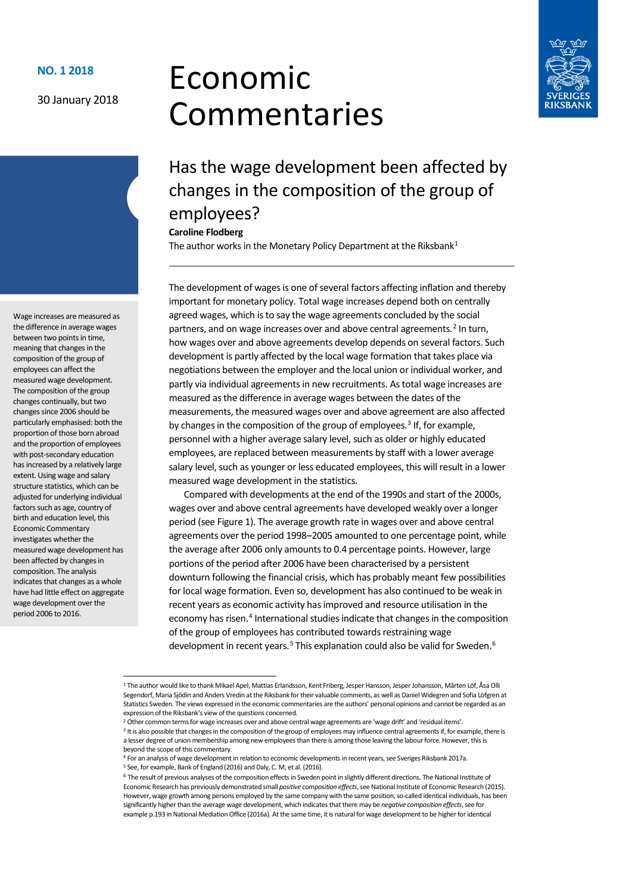**NO. 1 2018**

30 January 2018

# Economic Commentaries

## Has the wage development been affected by changes in the composition of the group of employees?

**Caroline Flodberg**

The author works in the Monetary Policy Department at the Riksbank[1]

Wage increases are measured as the difference in average wages between two points in time, meaning that changes in the composition of the group of employees can affect the measured wage development. The composition of the group changes continually, but two changes since 2006 should be particularly emphasised: both the proportion of those born abroad and the proportion of employees with post-secondary education has increased by a relatively large extent. Using wage and salary structure statistics, which can be adjusted for underlying individual factors such as age, country of birth and education level, this Economic Commentary investigates whether the measured wage development has been affected by changes in composition. The analysis indicates that changes as a whole have had little effect on aggregate wage development over the period 2006 to 2016.

The development of wages is one of several factors affecting inflation and thereby important for monetary policy. Total wage increases depend both on centrally agreed wages, which is to say the wage agreements concluded by the social partners, and on wage increases over and above central agreements.[2] In turn, how wages over and above agreements develop depends on several factors. Such development is partly affected by the local wage formation that takes place via negotiations between the employer and the local union or individual worker, and partly via individual agreements in new recruitments. As total wage increases are measured as the difference in average wages between the dates of the measurements, the measured wages over and above agreement are also affected by changes in the composition of the group of employees.[3] If, for example, personnel with a higher average salary level, such as older or highly educated employees, are replaced between measurements by staff with a lower average salary level, such as younger or less educated employees, this will result in a lower measured wage development in the statistics.

Compared with developments at the end of the 1990s and start of the 2000s, wages over and above central agreements have developed weakly over a longer period (see Figure 1). The average growth rate in wages over and above central agreements over the period 1998–2005 amounted to one percentage point, while the average after 2006 only amounts to 0.4 percentage points. However, large portions of the period after 2006 have been characterised by a persistent downturn following the financial crisis, which has probably meant few possibilities for local wage formation. Even so, development has also continued to be weak in recent years as economic activity has improved and resource utilisation in the economy has risen.[4] International studies indicate that changes in the composition of the group of employees has contributed towards restraining wage development in recent years.[5] This explanation could also be valid for Sweden.[6]

---

[1] The author would like to thank Mikael Apel, Mattias Erlandsson, Kent Friberg, Jesper Hansson, Jesper Johansson, Mårten Löf, Åsa Olli Segendorf, Maria Sjödin and Anders Vredin at the Riksbank for their valuable comments, as well as Daniel Widegren and Sofia Löfgren at Statistics Sweden. The views expressed in the economic commentaries are the authors' personal opinions and cannot be regarded as an expression of the Riksbank's view of the questions concerned.

[2] Other common terms for wage increases over and above central wage agreements are 'wage drift' and 'residual items'.

[3] It is also possible that changes in the composition of the group of employees may influence central agreements if, for example, there is a lesser degree of union membership among new employees than there is among those leaving the labour force. However, this is beyond the scope of this commentary.

[4] For an analysis of wage development in relation to economic developments in recent years, see Sveriges Riksbank 2017a.

[5] See, for example, Bank of England (2016) and Daly, C. M, et al. (2016).

[6] The result of previous analyses of the composition effects in Sweden point in slightly different directions. The National Institute of Economic Research has previously demonstrated small *positive composition effects*, see National Institute of Economic Research (2015). However, wage growth among persons employed by the same company with the same position, so-called identical individuals, has been significantly higher than the average wage development, which indicates that there may be *negative composition effects*, see for example p.193 in National Mediation Office (2016a). At the same time, it is natural for wage development to be higher for identical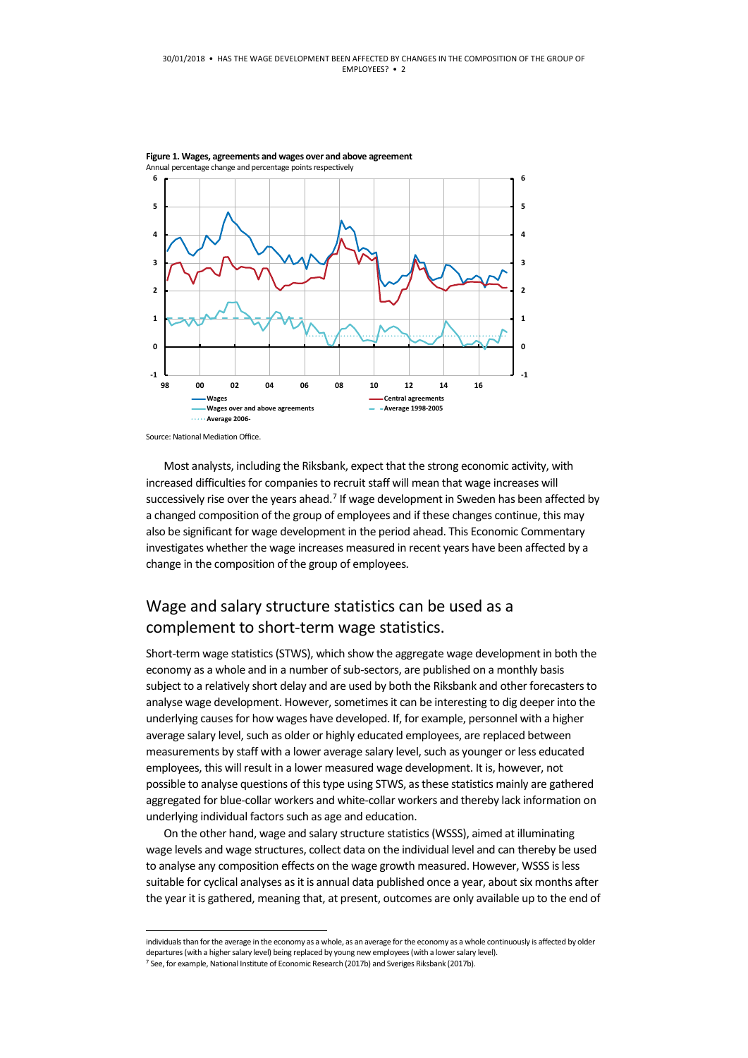**Figure 1. Wages, agreements and wages over and above agreement**
Annual percentage change and percentage points respectively

Source: National Mediation Office.

Most analysts, including the Riksbank, expect that the strong economic activity, with increased difficulties for companies to recruit staff will mean that wage increases will successively rise over the years ahead.[7] If wage development in Sweden has been affected by a changed composition of the group of employees and if these changes continue, this may also be significant for wage development in the period ahead. This Economic Commentary investigates whether the wage increases measured in recent years have been affected by a change in the composition of the group of employees.

## Wage and salary structure statistics can be used as a complement to short-term wage statistics.

Short-term wage statistics (STWS), which show the aggregate wage development in both the economy as a whole and in a number of sub-sectors, are published on a monthly basis subject to a relatively short delay and are used by both the Riksbank and other forecasters to analyse wage development. However, sometimes it can be interesting to dig deeper into the underlying causes for how wages have developed. If, for example, personnel with a higher average salary level, such as older or highly educated employees, are replaced between measurements by staff with a lower average salary level, such as younger or less educated employees, this will result in a lower measured wage development. It is, however, not possible to analyse questions of this type using STWS, as these statistics mainly are gathered aggregated for blue-collar workers and white-collar workers and thereby lack information on underlying individual factors such as age and education.

On the other hand, wage and salary structure statistics (WSSS), aimed at illuminating wage levels and wage structures, collect data on the individual level and can thereby be used to analyse any composition effects on the wage growth measured. However, WSSS is less suitable for cyclical analyses as it is annual data published once a year, about six months after the year it is gathered, meaning that, at present, outcomes are only available up to the end of

---

individuals than for the average in the economy as a whole, as an average for the economy as a whole continuously is affected by older departures (with a higher salary level) being replaced by young new employees (with a lower salary level).

[7] See, for example, National Institute of Economic Research (2017b) and Sveriges Riksbank (2017b).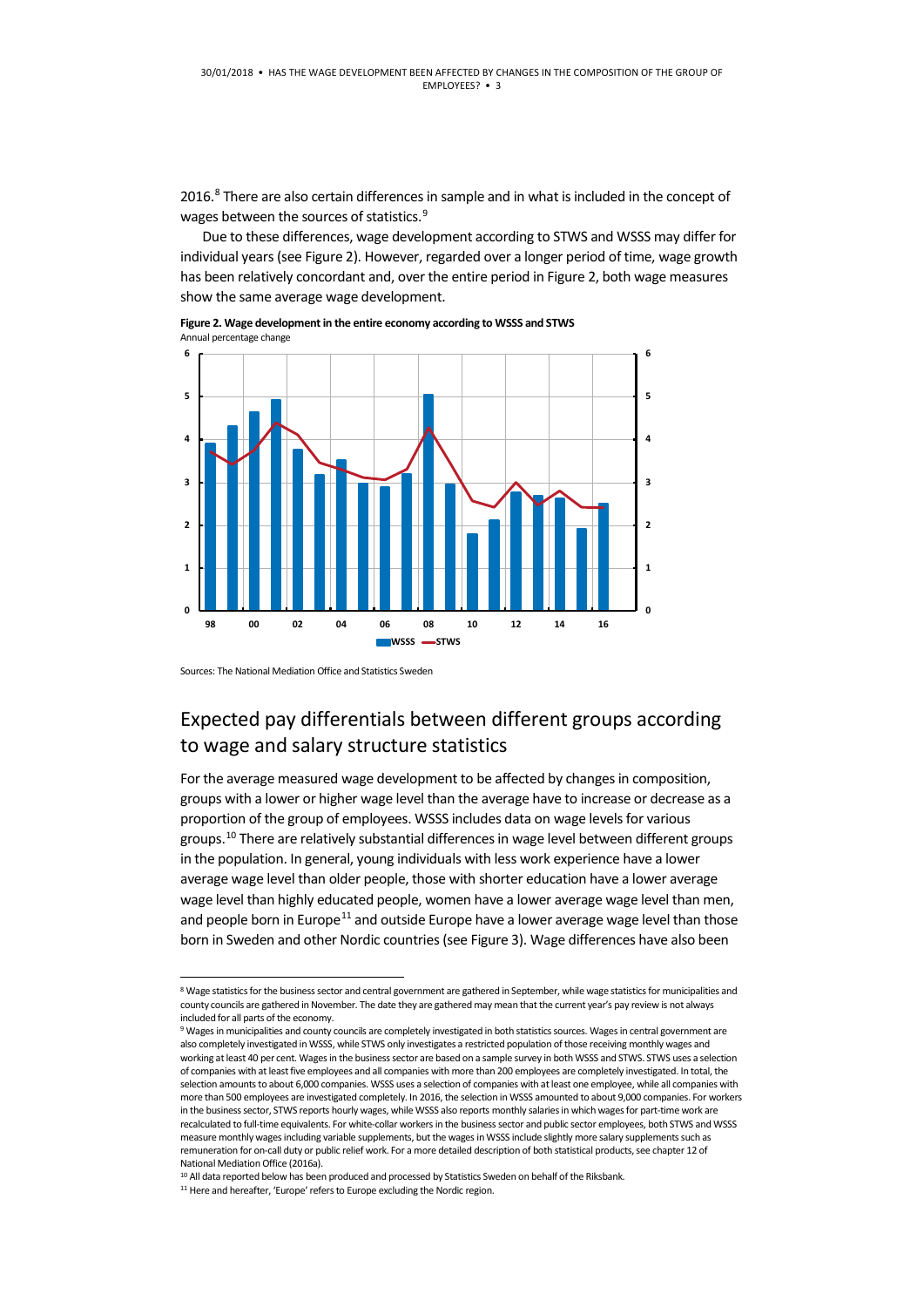2016.[8] There are also certain differences in sample and in what is included in the concept of wages between the sources of statistics.[9]

Due to these differences, wage development according to STWS and WSSS may differ for individual years (see Figure 2). However, regarded over a longer period of time, wage growth has been relatively concordant and, over the entire period in Figure 2, both wage measures show the same average wage development.

**Figure 2. Wage development in the entire economy according to WSSS and STWS**
Annual percentage change

Sources: The National Mediation Office and Statistics Sweden

## Expected pay differentials between different groups according to wage and salary structure statistics

For the average measured wage development to be affected by changes in composition, groups with a lower or higher wage level than the average have to increase or decrease as a proportion of the group of employees. WSSS includes data on wage levels for various groups.[10] There are relatively substantial differences in wage level between different groups in the population. In general, young individuals with less work experience have a lower average wage level than older people, those with shorter education have a lower average wage level than highly educated people, women have a lower average wage level than men, and people born in Europe[11] and outside Europe have a lower average wage level than those born in Sweden and other Nordic countries (see Figure 3). Wage differences have also been

---

[8] Wage statistics for the business sector and central government are gathered in September, while wage statistics for municipalities and county councils are gathered in November. The date they are gathered may mean that the current year's pay review is not always included for all parts of the economy.

[9] Wages in municipalities and county councils are completely investigated in both statistics sources. Wages in central government are also completely investigated in WSSS, while STWS only investigates a restricted population of those receiving monthly wages and working at least 40 per cent. Wages in the business sector are based on a sample survey in both WSSS and STWS. STWS uses a selection of companies with at least five employees and all companies with more than 200 employees are completely investigated. In total, the selection amounts to about 6,000 companies. WSSS uses a selection of companies with at least one employee, while all companies with more than 500 employees are investigated completely. In 2016, the selection in WSSS amounted to about 9,000 companies. For workers in the business sector, STWS reports hourly wages, while WSSS also reports monthly salaries in which wages for part-time work are recalculated to full-time equivalents. For white-collar workers in the business sector and public sector employees, both STWS and WSSS measure monthly wages including variable supplements, but the wages in WSSS include slightly more salary supplements such as remuneration for on-call duty or public relief work. For a more detailed description of both statistical products, see chapter 12 of National Mediation Office (2016a).

[10] All data reported below has been produced and processed by Statistics Sweden on behalf of the Riksbank.

[11] Here and hereafter, 'Europe' refers to Europe excluding the Nordic region.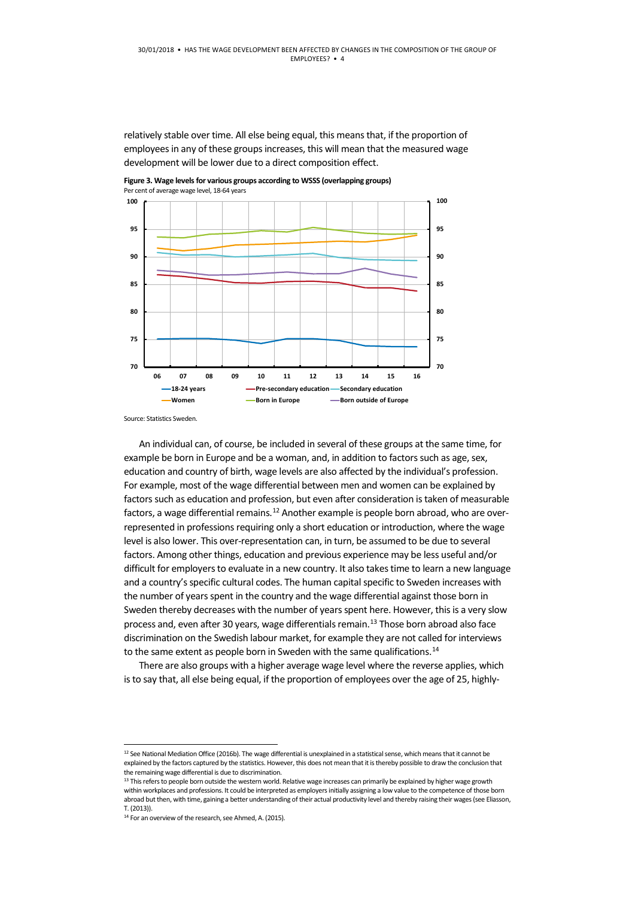relatively stable over time. All else being equal, this means that, if the proportion of employees in any of these groups increases, this will mean that the measured wage development will be lower due to a direct composition effect.

**Figure 3. Wage levels for various groups according to WSSS (overlapping groups)**
Per cent of average wage level, 18-64 years

Source: Statistics Sweden.

An individual can, of course, be included in several of these groups at the same time, for example be born in Europe and be a woman, and, in addition to factors such as age, education and country of birth, wage levels are also affected by the individual's profession. For example, most of the wage differential between men and women can be explained by factors such as education and profession, but even after consideration is taken of measurable factors, a wage differential remains.[12] Another example is people born abroad, who are over-represented in professions requiring only a short education or introduction, where the wage level is also lower. This over-representation can, in turn, be assumed to be due to several factors. Among other things, education and previous experience may be less useful and/or difficult for employers to evaluate in a new country. It also takes time to learn a new language and a country's specific cultural codes. The human capital specific to Sweden increases with the number of years spent in the country and the wage differential against those born in Sweden thereby decreases with the number of years spent here. However, this is a very slow process and, even after 30 years, wage differentials remain.[13] Those born abroad also face discrimination on the Swedish labour market, for example they are not called for interviews to the same extent as people born in Sweden with the same qualifications.[14]

There are also groups with a higher average wage level where the reverse applies, which is to say that, all else being equal, if the proportion of employees over the age of 25, highly-

---

[12] See National Mediation Office (2016b). The wage differential is unexplained in a statistical sense, which means that it cannot be explained by the factors captured by the statistics. However, this does not mean that it is thereby possible to draw the conclusion that the remaining wage differential is due to discrimination.

[13] This refers to people born outside the western world. Relative wage increases can primarily be explained by higher wage growth within workplaces and professions. It could be interpreted as employers initially assigning a low value to the competence of those born abroad but then, with time, gaining a better understanding of their actual productivity level and thereby raising their wages (see Eliasson, T. (2013)).

[14] For an overview of the research, see Ahmed, A. (2015).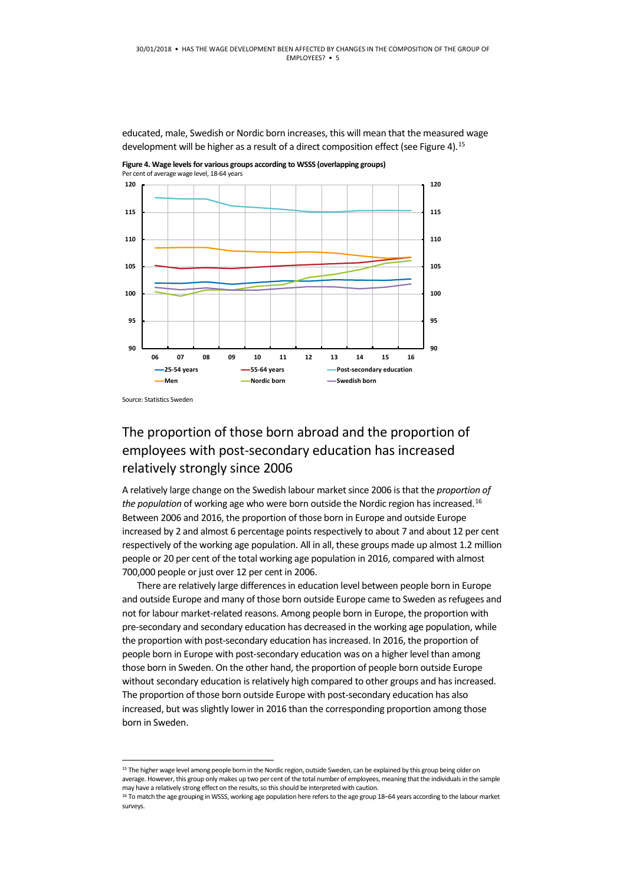educated, male, Swedish or Nordic born increases, this will mean that the measured wage development will be higher as a result of a direct composition effect (see Figure 4).[15]

**Figure 4. Wage levels for various groups according to WSSS (overlapping groups)**
Per cent of average wage level, 18-64 years

Source: Statistics Sweden

## The proportion of those born abroad and the proportion of employees with post-secondary education has increased relatively strongly since 2006

A relatively large change on the Swedish labour market since 2006 is that the *proportion of the population* of working age who were born outside the Nordic region has increased.[16] Between 2006 and 2016, the proportion of those born in Europe and outside Europe increased by 2 and almost 6 percentage points respectively to about 7 and about 12 per cent respectively of the working age population. All in all, these groups made up almost 1.2 million people or 20 per cent of the total working age population in 2016, compared with almost 700,000 people or just over 12 per cent in 2006.

There are relatively large differences in education level between people born in Europe and outside Europe and many of those born outside Europe came to Sweden as refugees and not for labour market-related reasons. Among people born in Europe, the proportion with pre-secondary and secondary education has decreased in the working age population, while the proportion with post-secondary education has increased. In 2016, the proportion of people born in Europe with post-secondary education was on a higher level than among those born in Sweden. On the other hand, the proportion of people born outside Europe without secondary education is relatively high compared to other groups and has increased. The proportion of those born outside Europe with post-secondary education has also increased, but was slightly lower in 2016 than the corresponding proportion among those born in Sweden.

---

[15] The higher wage level among people born in the Nordic region, outside Sweden, can be explained by this group being older on average. However, this group only makes up two per cent of the total number of employees, meaning that the individuals in the sample may have a relatively strong effect on the results, so this should be interpreted with caution.

[16] To match the age grouping in WSSS, working age population here refers to the age group 18–64 years according to the labour market surveys.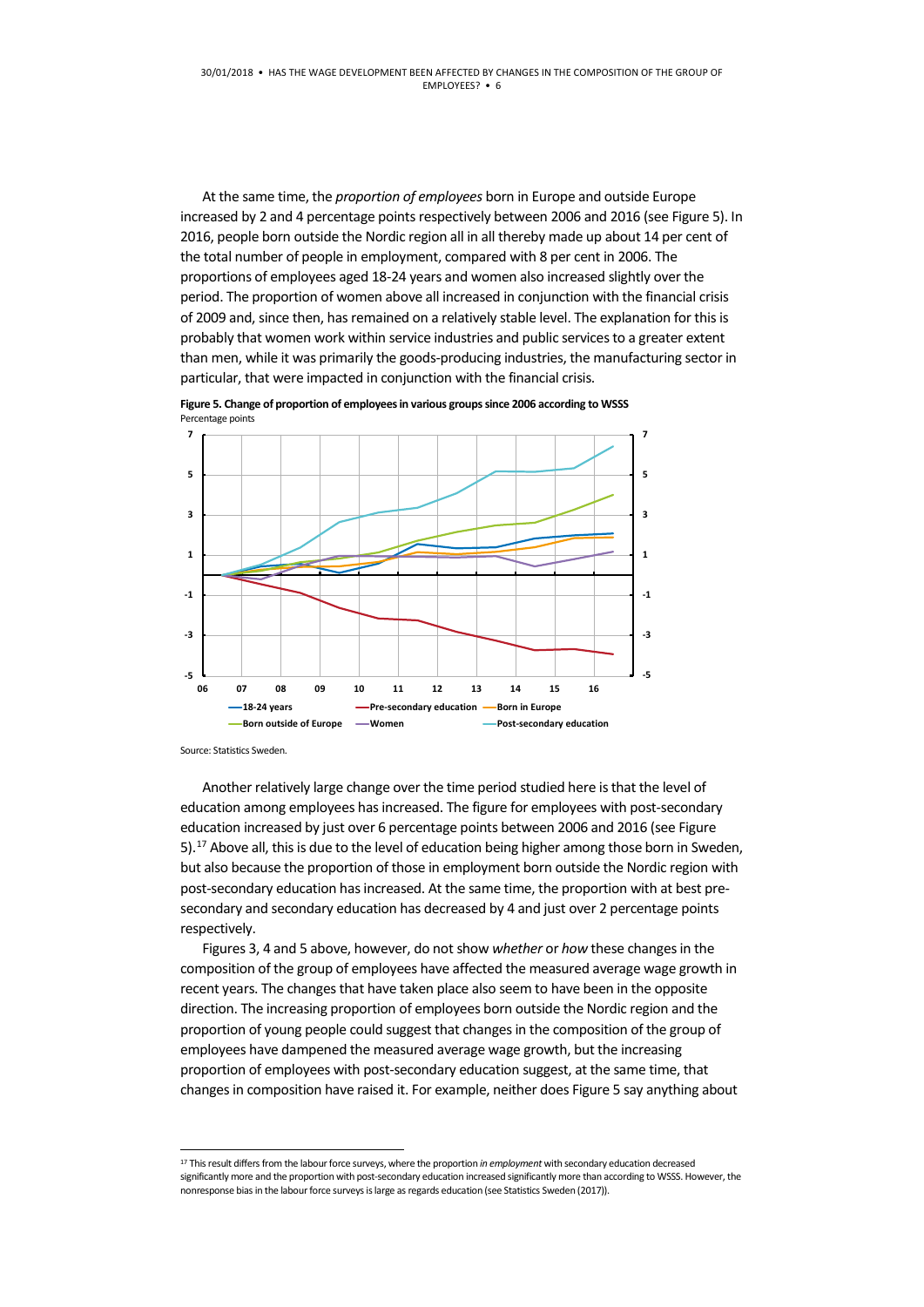At the same time, the *proportion of employees* born in Europe and outside Europe increased by 2 and 4 percentage points respectively between 2006 and 2016 (see Figure 5). In 2016, people born outside the Nordic region all in all thereby made up about 14 per cent of the total number of people in employment, compared with 8 per cent in 2006. The proportions of employees aged 18-24 years and women also increased slightly over the period. The proportion of women above all increased in conjunction with the financial crisis of 2009 and, since then, has remained on a relatively stable level. The explanation for this is probably that women work within service industries and public services to a greater extent than men, while it was primarily the goods-producing industries, the manufacturing sector in particular, that were impacted in conjunction with the financial crisis.

**Figure 5. Change of proportion of employees in various groups since 2006 according to WSSS**
Percentage points

Source: Statistics Sweden.

Another relatively large change over the time period studied here is that the level of education among employees has increased. The figure for employees with post-secondary education increased by just over 6 percentage points between 2006 and 2016 (see Figure 5).[17] Above all, this is due to the level of education being higher among those born in Sweden, but also because the proportion of those in employment born outside the Nordic region with post-secondary education has increased. At the same time, the proportion with at best pre-secondary and secondary education has decreased by 4 and just over 2 percentage points respectively.

Figures 3, 4 and 5 above, however, do not show *whether* or *how* these changes in the composition of the group of employees have affected the measured average wage growth in recent years. The changes that have taken place also seem to have been in the opposite direction. The increasing proportion of employees born outside the Nordic region and the proportion of young people could suggest that changes in the composition of the group of employees have dampened the measured average wage growth, but the increasing proportion of employees with post-secondary education suggest, at the same time, that changes in composition have raised it. For example, neither does Figure 5 say anything about

[17] This result differs from the labour force surveys, where the proportion *in employment* with secondary education decreased significantly more and the proportion with post-secondary education increased significantly more than according to WSSS. However, the nonresponse bias in the labour force surveys is large as regards education (see Statistics Sweden (2017)).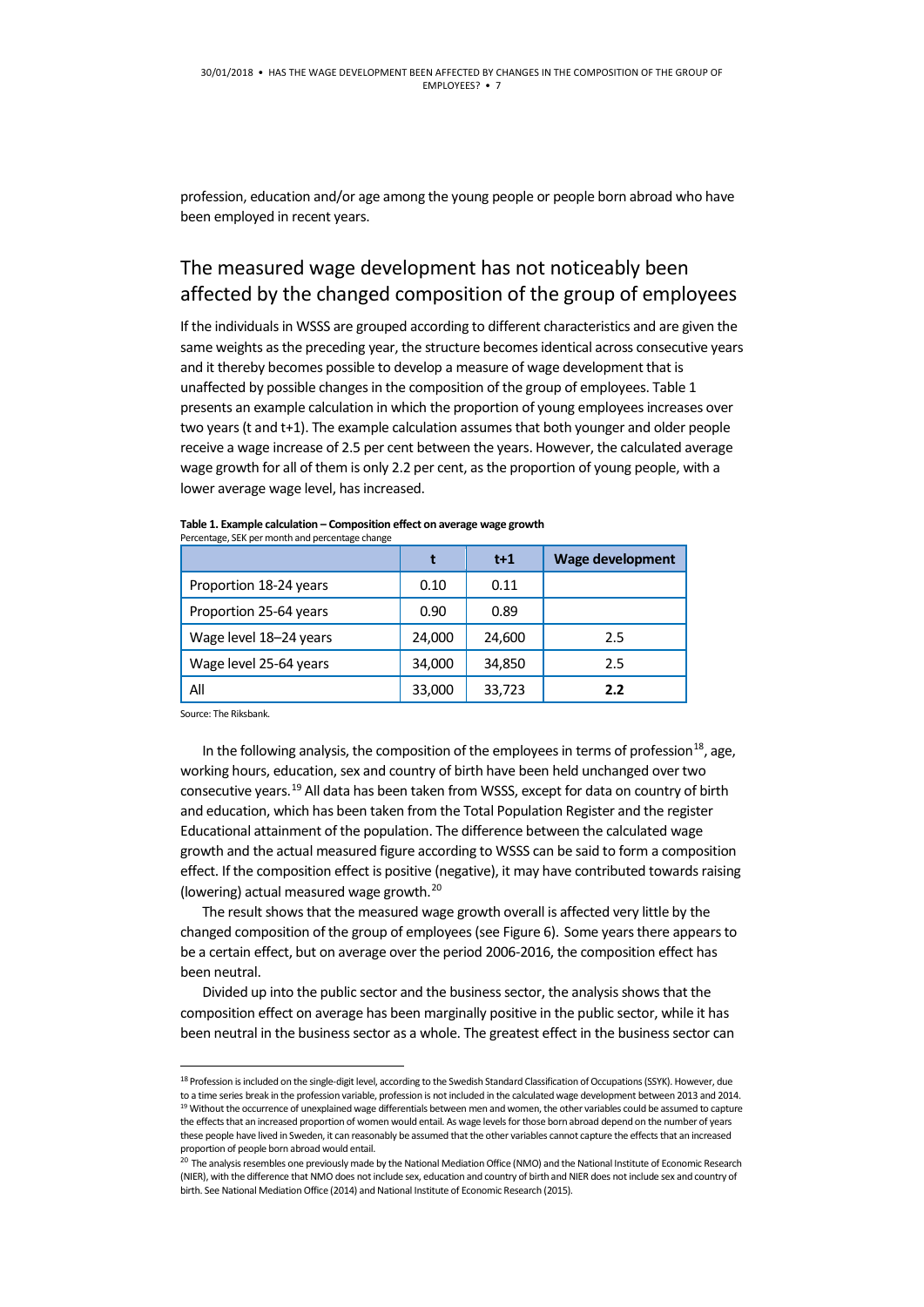profession, education and/or age among the young people or people born abroad who have been employed in recent years.

## The measured wage development has not noticeably been affected by the changed composition of the group of employees

If the individuals in WSSS are grouped according to different characteristics and are given the same weights as the preceding year, the structure becomes identical across consecutive years and it thereby becomes possible to develop a measure of wage development that is unaffected by possible changes in the composition of the group of employees. Table 1 presents an example calculation in which the proportion of young employees increases over two years (t and t+1). The example calculation assumes that both younger and older people receive a wage increase of 2.5 per cent between the years. However, the calculated average wage growth for all of them is only 2.2 per cent, as the proportion of young people, with a lower average wage level, has increased.

**Table 1. Example calculation – Composition effect on average wage growth**
Percentage, SEK per month and percentage change

| | t | t+1 | Wage development |
|---|---|---|---|
| Proportion 18-24 years | 0.10 | 0.11 | |
| Proportion 25-64 years | 0.90 | 0.89 | |
| Wage level 18–24 years | 24,000 | 24,600 | 2.5 |
| Wage level 25-64 years | 34,000 | 34,850 | 2.5 |
| All | 33,000 | 33,723 | **2.2** |

Source: The Riksbank.

In the following analysis, the composition of the employees in terms of profession[18], age, working hours, education, sex and country of birth have been held unchanged over two consecutive years.[19] All data has been taken from WSSS, except for data on country of birth and education, which has been taken from the Total Population Register and the register Educational attainment of the population. The difference between the calculated wage growth and the actual measured figure according to WSSS can be said to form a composition effect. If the composition effect is positive (negative), it may have contributed towards raising (lowering) actual measured wage growth.[20]

The result shows that the measured wage growth overall is affected very little by the changed composition of the group of employees (see Figure 6). Some years there appears to be a certain effect, but on average over the period 2006-2016, the composition effect has been neutral.

Divided up into the public sector and the business sector, the analysis shows that the composition effect on average has been marginally positive in the public sector, while it has been neutral in the business sector as a whole. The greatest effect in the business sector can

---

[18] Profession is included on the single-digit level, according to the Swedish Standard Classification of Occupations (SSYK). However, due to a time series break in the profession variable, profession is not included in the calculated wage development between 2013 and 2014.

[19] Without the occurrence of unexplained wage differentials between men and women, the other variables could be assumed to capture the effects that an increased proportion of women would entail. As wage levels for those born abroad depend on the number of years these people have lived in Sweden, it can reasonably be assumed that the other variables cannot capture the effects that an increased proportion of people born abroad would entail.

[20] The analysis resembles one previously made by the National Mediation Office (NMO) and the National Institute of Economic Research (NIER), with the difference that NMO does not include sex, education and country of birth and NIER does not include sex and country of birth. See National Mediation Office (2014) and National Institute of Economic Research (2015).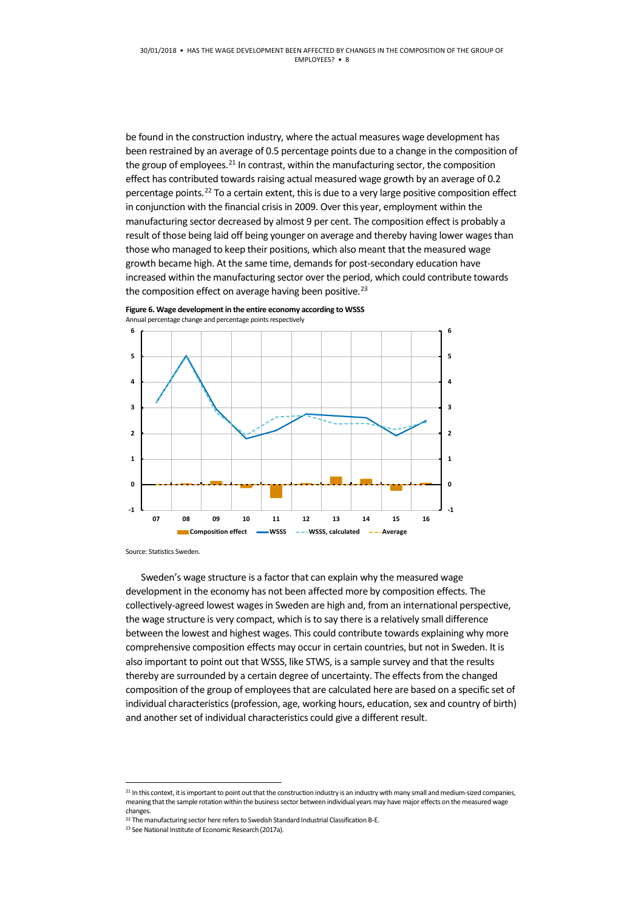be found in the construction industry, where the actual measures wage development has been restrained by an average of 0.5 percentage points due to a change in the composition of the group of employees.[21] In contrast, within the manufacturing sector, the composition effect has contributed towards raising actual measured wage growth by an average of 0.2 percentage points.[22] To a certain extent, this is due to a very large positive composition effect in conjunction with the financial crisis in 2009. Over this year, employment within the manufacturing sector decreased by almost 9 per cent. The composition effect is probably a result of those being laid off being younger on average and thereby having lower wages than those who managed to keep their positions, which also meant that the measured wage growth became high. At the same time, demands for post-secondary education have increased within the manufacturing sector over the period, which could contribute towards the composition effect on average having been positive.[23]

**Figure 6. Wage development in the entire economy according to WSSS**
Annual percentage change and percentage points respectively

Source: Statistics Sweden.

Sweden's wage structure is a factor that can explain why the measured wage development in the economy has not been affected more by composition effects. The collectively-agreed lowest wages in Sweden are high and, from an international perspective, the wage structure is very compact, which is to say there is a relatively small difference between the lowest and highest wages. This could contribute towards explaining why more comprehensive composition effects may occur in certain countries, but not in Sweden. It is also important to point out that WSSS, like STWS, is a sample survey and that the results thereby are surrounded by a certain degree of uncertainty. The effects from the changed composition of the group of employees that are calculated here are based on a specific set of individual characteristics (profession, age, working hours, education, sex and country of birth) and another set of individual characteristics could give a different result.

---

[21] In this context, it is important to point out that the construction industry is an industry with many small and medium-sized companies, meaning that the sample rotation within the business sector between individual years may have major effects on the measured wage changes.

[22] The manufacturing sector here refers to Swedish Standard Industrial Classification B-E.

[23] See National Institute of Economic Research (2017a).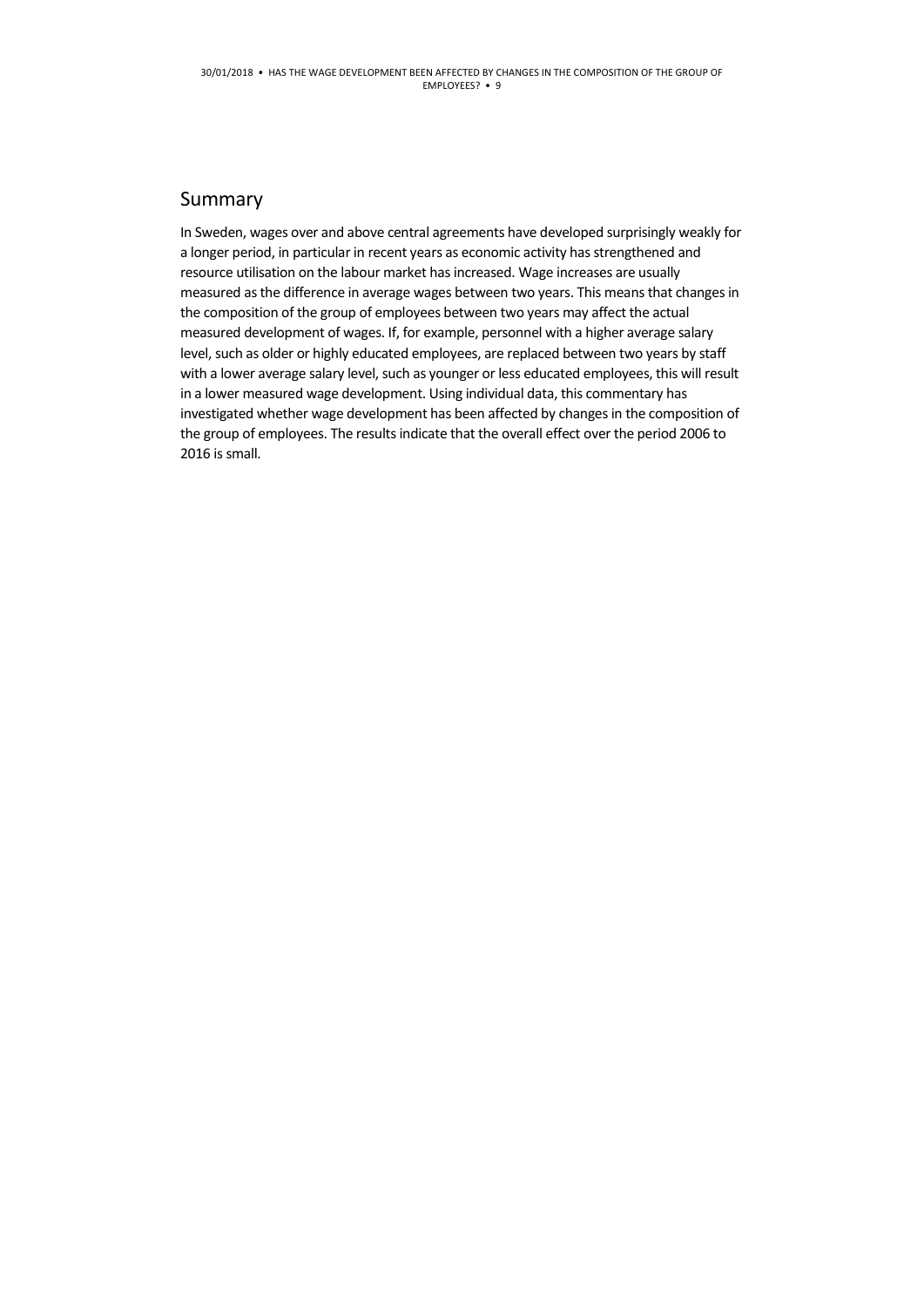## Summary

In Sweden, wages over and above central agreements have developed surprisingly weakly for a longer period, in particular in recent years as economic activity has strengthened and resource utilisation on the labour market has increased. Wage increases are usually measured as the difference in average wages between two years. This means that changes in the composition of the group of employees between two years may affect the actual measured development of wages. If, for example, personnel with a higher average salary level, such as older or highly educated employees, are replaced between two years by staff with a lower average salary level, such as younger or less educated employees, this will result in a lower measured wage development. Using individual data, this commentary has investigated whether wage development has been affected by changes in the composition of the group of employees. The results indicate that the overall effect over the period 2006 to 2016 is small.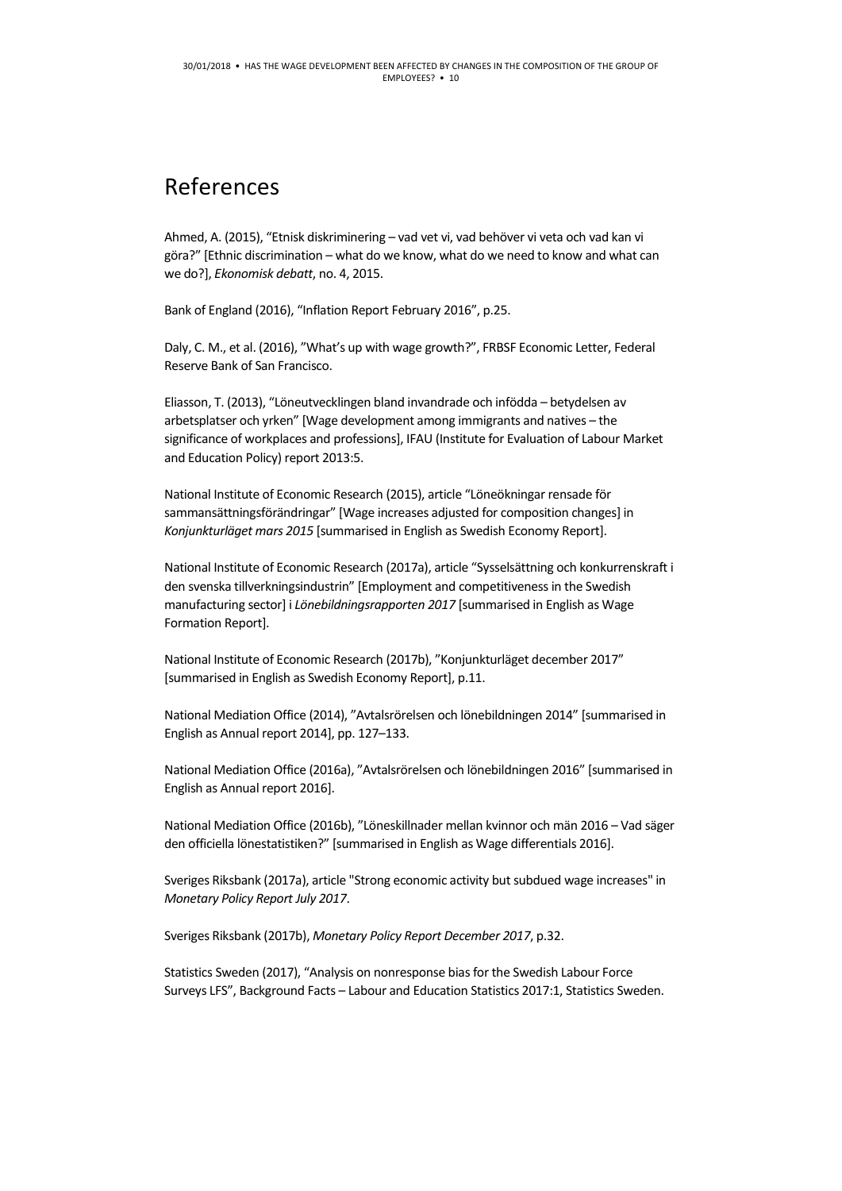# References

Ahmed, A. (2015), “Etnisk diskriminering – vad vet vi, vad behöver vi veta och vad kan vi göra?” [Ethnic discrimination – what do we know, what do we need to know and what can we do?], *Ekonomisk debatt*, no. 4, 2015.

Bank of England (2016), “Inflation Report February 2016”, p.25.

Daly, C. M., et al. (2016), ”What’s up with wage growth?”, FRBSF Economic Letter, Federal Reserve Bank of San Francisco.

Eliasson, T. (2013), “Löneutvecklingen bland invandrade och infödda – betydelsen av arbetsplatser och yrken” [Wage development among immigrants and natives – the significance of workplaces and professions], IFAU (Institute for Evaluation of Labour Market and Education Policy) report 2013:5.

National Institute of Economic Research (2015), article “Löneökningar rensade för sammansättningsförändringar” [Wage increases adjusted for composition changes] in *Konjunkturläget mars 2015* [summarised in English as Swedish Economy Report].

National Institute of Economic Research (2017a), article “Sysselsättning och konkurrenskraft i den svenska tillverkningsindustrin” [Employment and competitiveness in the Swedish manufacturing sector] i *Lönebildningsrapporten 2017* [summarised in English as Wage Formation Report].

National Institute of Economic Research (2017b), ”Konjunkturläget december 2017” [summarised in English as Swedish Economy Report], p.11.

National Mediation Office (2014), ”Avtalsrörelsen och lönebildningen 2014” [summarised in English as Annual report 2014], pp. 127–133.

National Mediation Office (2016a), ”Avtalsrörelsen och lönebildningen 2016” [summarised in English as Annual report 2016].

National Mediation Office (2016b), ”Löneskillnader mellan kvinnor och män 2016 – Vad säger den officiella lönestatistiken?” [summarised in English as Wage differentials 2016].

Sveriges Riksbank (2017a), article "Strong economic activity but subdued wage increases" in *Monetary Policy Report July 2017*.

Sveriges Riksbank (2017b), *Monetary Policy Report December 2017*, p.32.

Statistics Sweden (2017), “Analysis on nonresponse bias for the Swedish Labour Force Surveys LFS”, Background Facts – Labour and Education Statistics 2017:1, Statistics Sweden.